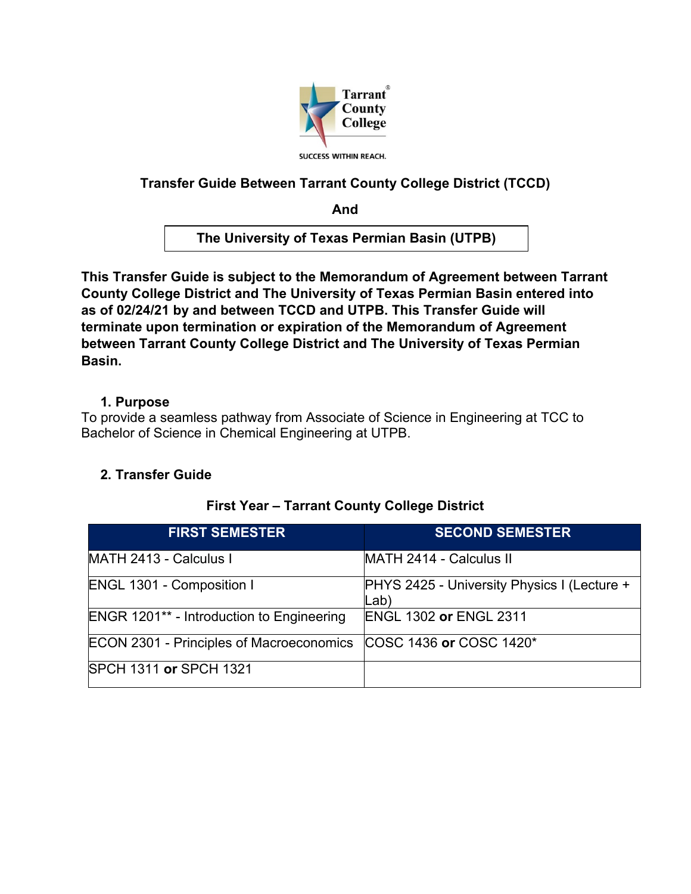Tarrant County College

SUCCESS WITHIN REACH.

# Transfer Guide Between Tarrant County College District (TCCD)

**And**

**The University of Texas Permian Basin (UTPB)**

**This Transfer Guide is subject to the Memorandum of Agreement between Tarrant County College District and The University of Texas Permian Basin entered into as of 02/24/21 by and between TCCD and UTPB. This Transfer Guide will terminate upon termination or expiration of the Memorandum of Agreement between Tarrant County College District and The University of Texas Permian Basin.**

## 1. Purpose

To provide a seamless pathway from Associate of Science in Engineering at TCC to Bachelor of Science in Chemical Engineering at UTPB.

## 2. Transfer Guide

### First Year – Tarrant County College District

| FIRST SEMESTER | SECOND SEMESTER |
|---|---|
| MATH 2413 - Calculus I | MATH 2414 - Calculus II |
| ENGL 1301 - Composition I | PHYS 2425 - University Physics I (Lecture + Lab) |
| ENGR 1201** - Introduction to Engineering | ENGL 1302 **or** ENGL 2311 |
| ECON 2301 - Principles of Macroeconomics | COSC 1436 **or** COSC 1420* |
| SPCH 1311 **or** SPCH 1321 | |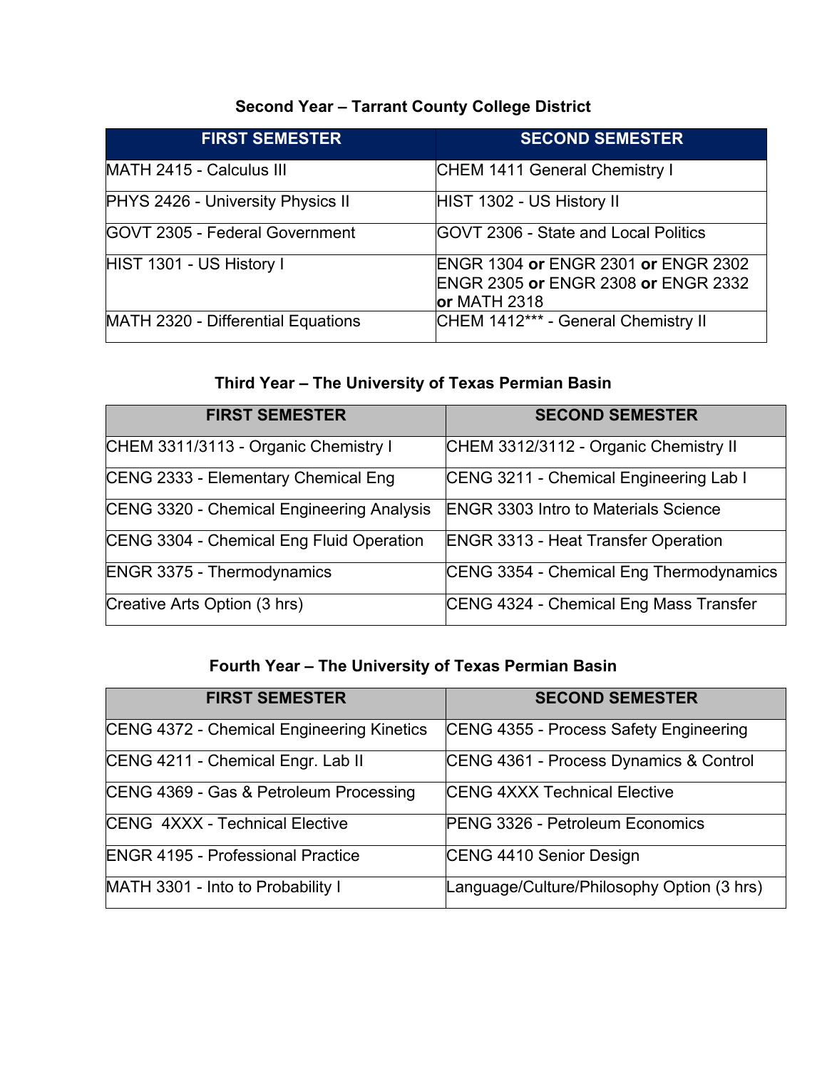### Second Year – Tarrant County College District

| FIRST SEMESTER | SECOND SEMESTER |
| --- | --- |
| MATH 2415 - Calculus III | CHEM 1411 General Chemistry I |
| PHYS 2426 - University Physics II | HIST 1302 - US History II |
| GOVT 2305 - Federal Government | GOVT 2306 - State and Local Politics |
| HIST 1301 - US History I | ENGR 1304 **or** ENGR 2301 **or** ENGR 2302 ENGR 2305 **or** ENGR 2308 **or** ENGR 2332 **or** MATH 2318 |
| MATH 2320 - Differential Equations | CHEM 1412*** - General Chemistry II |

### Third Year – The University of Texas Permian Basin

| FIRST SEMESTER | SECOND SEMESTER |
| --- | --- |
| CHEM 3311/3113 - Organic Chemistry I | CHEM 3312/3112 - Organic Chemistry II |
| CENG 2333 - Elementary Chemical Eng | CENG 3211 - Chemical Engineering Lab I |
| CENG 3320 - Chemical Engineering Analysis | ENGR 3303 Intro to Materials Science |
| CENG 3304 - Chemical Eng Fluid Operation | ENGR 3313 - Heat Transfer Operation |
| ENGR 3375 - Thermodynamics | CENG 3354 - Chemical Eng Thermodynamics |
| Creative Arts Option (3 hrs) | CENG 4324 - Chemical Eng Mass Transfer |

### Fourth Year – The University of Texas Permian Basin

| FIRST SEMESTER | SECOND SEMESTER |
| --- | --- |
| CENG 4372 - Chemical Engineering Kinetics | CENG 4355 - Process Safety Engineering |
| CENG 4211 - Chemical Engr. Lab II | CENG 4361 - Process Dynamics & Control |
| CENG 4369 - Gas & Petroleum Processing | CENG 4XXX Technical Elective |
| CENG 4XXX - Technical Elective | PENG 3326 - Petroleum Economics |
| ENGR 4195 - Professional Practice | CENG 4410 Senior Design |
| MATH 3301 - Into to Probability I | Language/Culture/Philosophy Option (3 hrs) |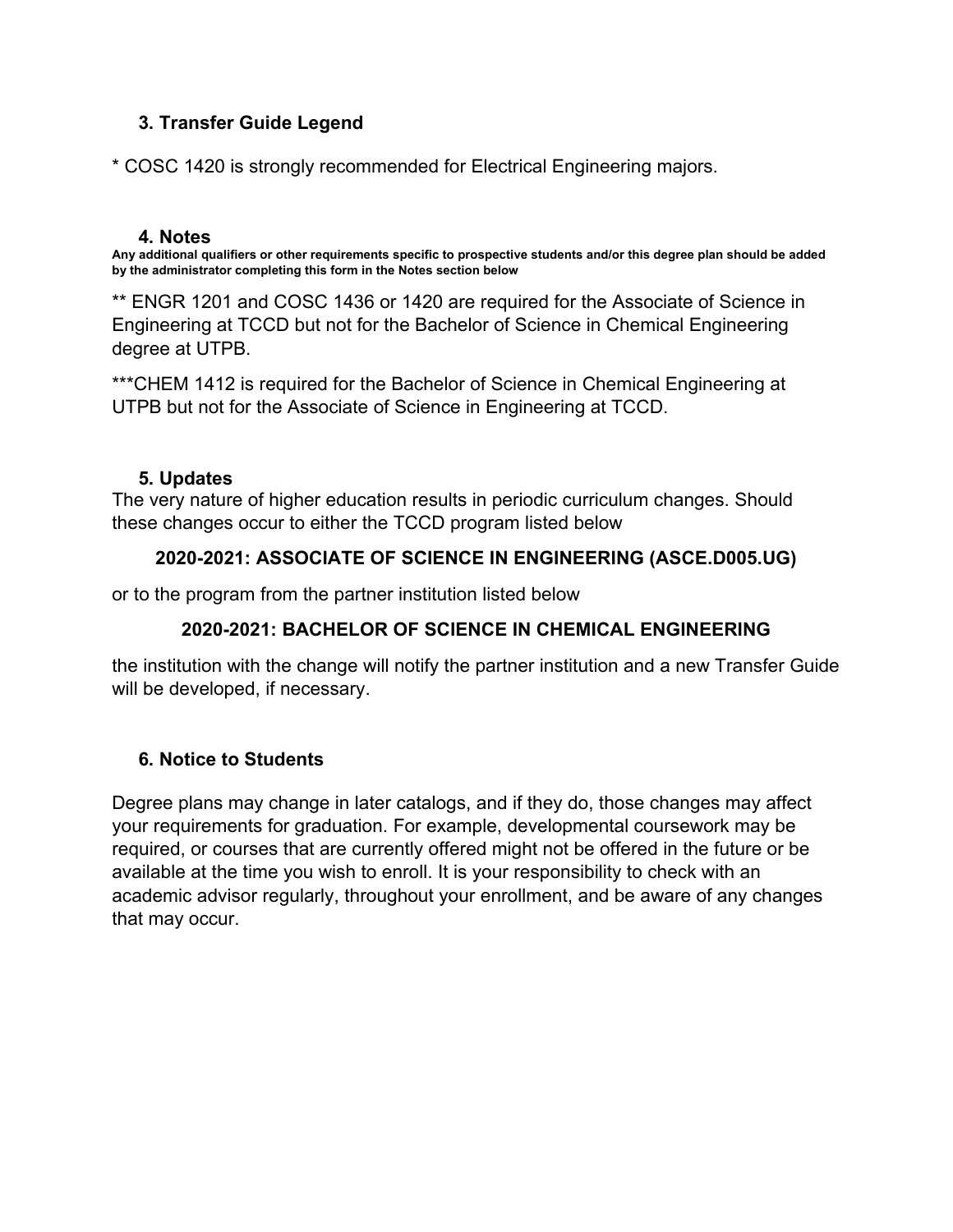### 3. Transfer Guide Legend

* COSC 1420 is strongly recommended for Electrical Engineering majors.

### 4. Notes

**Any additional qualifiers or other requirements specific to prospective students and/or this degree plan should be added by the administrator completing this form in the Notes section below**

** ENGR 1201 and COSC 1436 or 1420 are required for the Associate of Science in Engineering at TCCD but not for the Bachelor of Science in Chemical Engineering degree at UTPB.

***CHEM 1412 is required for the Bachelor of Science in Chemical Engineering at UTPB but not for the Associate of Science in Engineering at TCCD.

### 5. Updates

The very nature of higher education results in periodic curriculum changes. Should these changes occur to either the TCCD program listed below

**2020-2021: ASSOCIATE OF SCIENCE IN ENGINEERING (ASCE.D005.UG)**

or to the program from the partner institution listed below

**2020-2021: BACHELOR OF SCIENCE IN CHEMICAL ENGINEERING**

the institution with the change will notify the partner institution and a new Transfer Guide will be developed, if necessary.

### 6. Notice to Students

Degree plans may change in later catalogs, and if they do, those changes may affect your requirements for graduation. For example, developmental coursework may be required, or courses that are currently offered might not be offered in the future or be available at the time you wish to enroll. It is your responsibility to check with an academic advisor regularly, throughout your enrollment, and be aware of any changes that may occur.